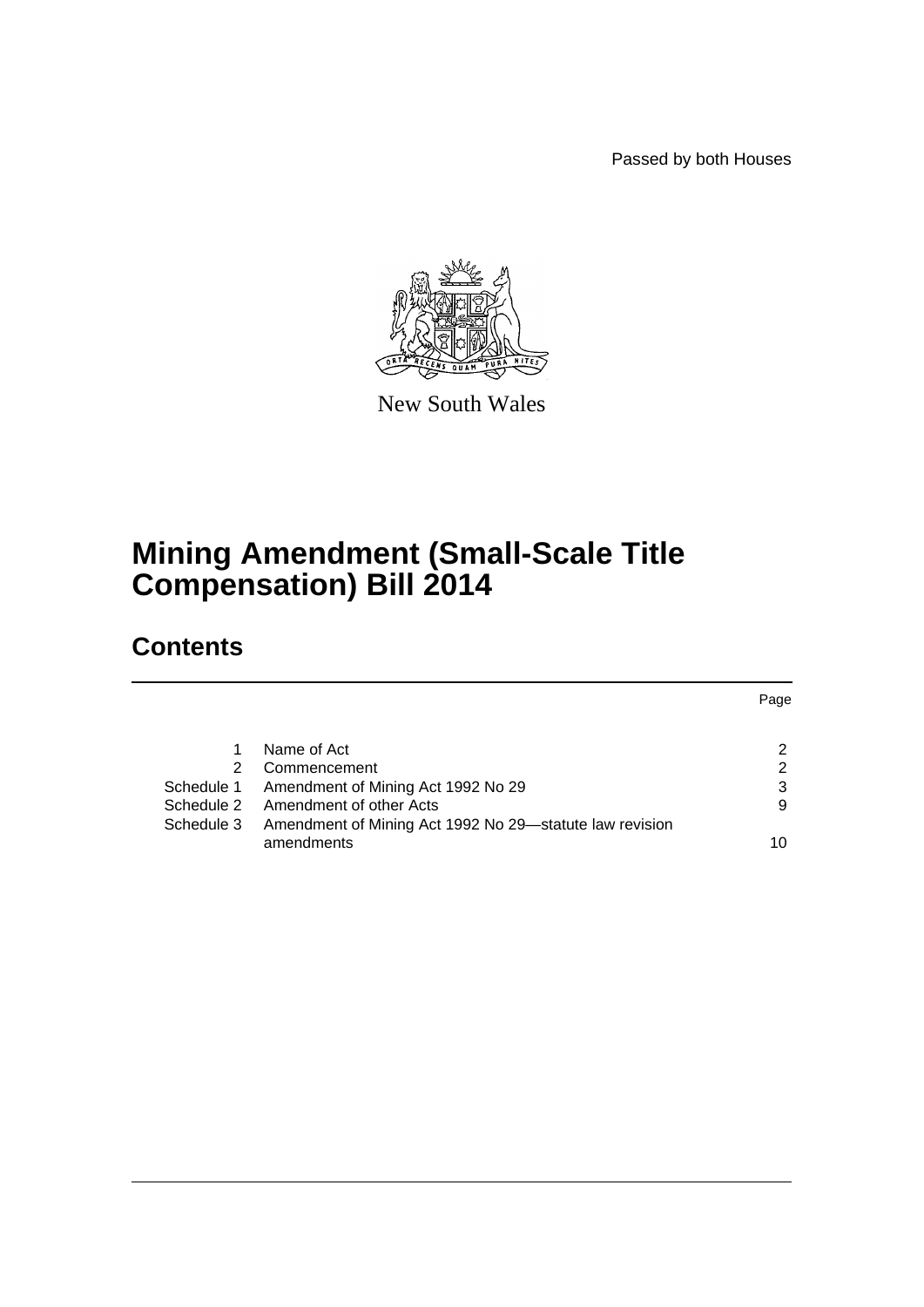Passed by both Houses

New South Wales

# Mining Amendment (Small-Scale Title Compensation) Bill 2014

## Contents

| | | Page |
|---|---|---|
| 1 | Name of Act | 2 |
| 2 | Commencement | 2 |
| Schedule 1 | Amendment of Mining Act 1992 No 29 | 3 |
| Schedule 2 | Amendment of other Acts | 9 |
| Schedule 3 | Amendment of Mining Act 1992 No 29—statute law revision amendments | 10 |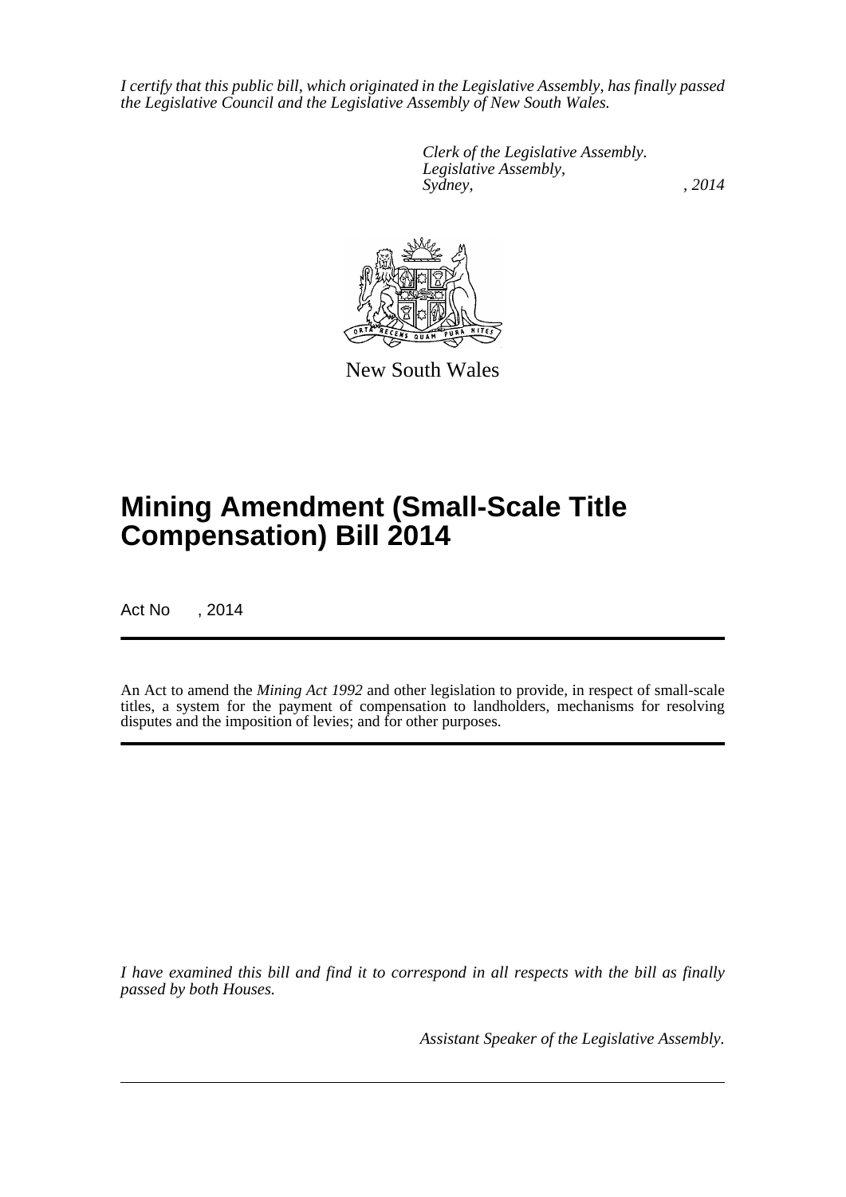*I certify that this public bill, which originated in the Legislative Assembly, has finally passed the Legislative Council and the Legislative Assembly of New South Wales.*

*Clerk of the Legislative Assembly.*
*Legislative Assembly,*
*Sydney, , 2014*

New South Wales

# Mining Amendment (Small-Scale Title Compensation) Bill 2014

Act No , 2014

An Act to amend the *Mining Act 1992* and other legislation to provide, in respect of small-scale titles, a system for the payment of compensation to landholders, mechanisms for resolving disputes and the imposition of levies; and for other purposes.

*I have examined this bill and find it to correspond in all respects with the bill as finally passed by both Houses.*

*Assistant Speaker of the Legislative Assembly.*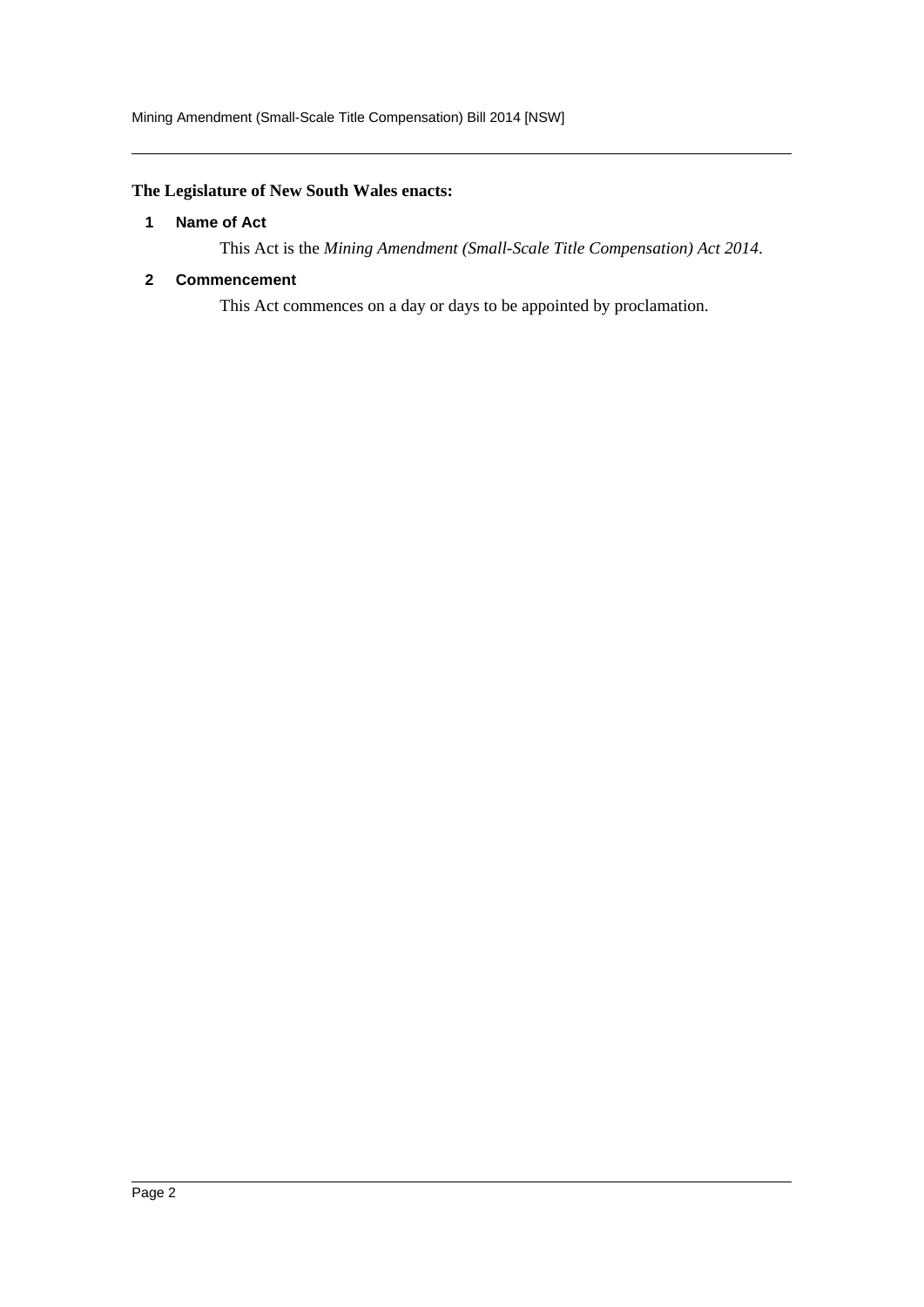**The Legislature of New South Wales enacts:**

### 1 Name of Act

This Act is the *Mining Amendment (Small-Scale Title Compensation) Act 2014*.

### 2 Commencement

This Act commences on a day or days to be appointed by proclamation.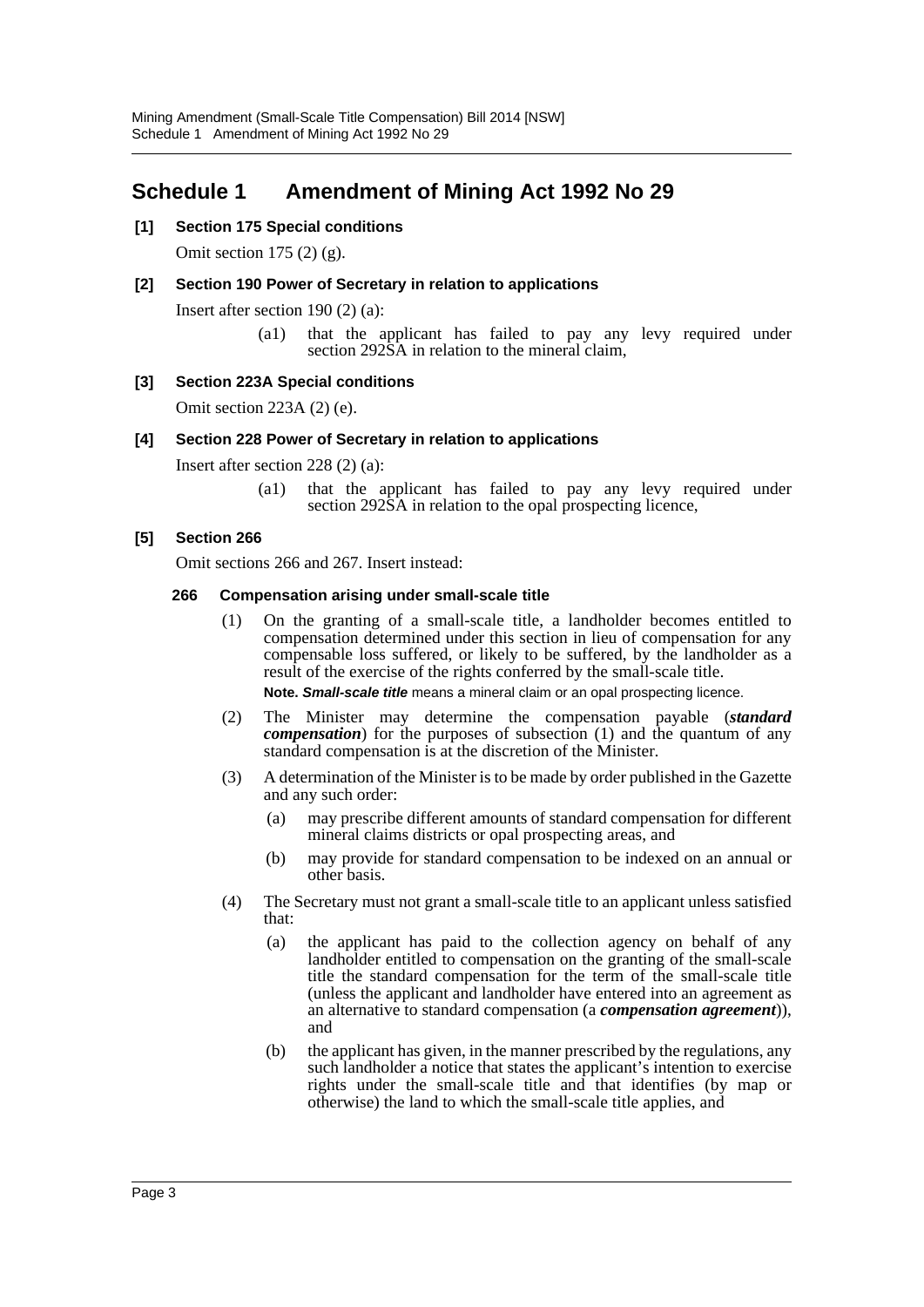# Schedule 1 Amendment of Mining Act 1992 No 29

**[1] Section 175 Special conditions**

Omit section 175 (2) (g).

**[2] Section 190 Power of Secretary in relation to applications**

Insert after section 190 (2) (a):

> (a1) that the applicant has failed to pay any levy required under section 292SA in relation to the mineral claim,

**[3] Section 223A Special conditions**

Omit section 223A (2) (e).

**[4] Section 228 Power of Secretary in relation to applications**

Insert after section 228 (2) (a):

> (a1) that the applicant has failed to pay any levy required under section 292SA in relation to the opal prospecting licence,

**[5] Section 266**

Omit sections 266 and 267. Insert instead:

**266 Compensation arising under small-scale title**

(1) On the granting of a small-scale title, a landholder becomes entitled to compensation determined under this section in lieu of compensation for any compensable loss suffered, or likely to be suffered, by the landholder as a result of the exercise of the rights conferred by the small-scale title.

**Note.** ***Small-scale title*** means a mineral claim or an opal prospecting licence.

(2) The Minister may determine the compensation payable (***standard compensation***) for the purposes of subsection (1) and the quantum of any standard compensation is at the discretion of the Minister.

(3) A determination of the Minister is to be made by order published in the Gazette and any such order:

(a) may prescribe different amounts of standard compensation for different mineral claims districts or opal prospecting areas, and

(b) may provide for standard compensation to be indexed on an annual or other basis.

(4) The Secretary must not grant a small-scale title to an applicant unless satisfied that:

(a) the applicant has paid to the collection agency on behalf of any landholder entitled to compensation on the granting of the small-scale title the standard compensation for the term of the small-scale title (unless the applicant and landholder have entered into an agreement as an alternative to standard compensation (a ***compensation agreement***)), and

(b) the applicant has given, in the manner prescribed by the regulations, any such landholder a notice that states the applicant's intention to exercise rights under the small-scale title and that identifies (by map or otherwise) the land to which the small-scale title applies, and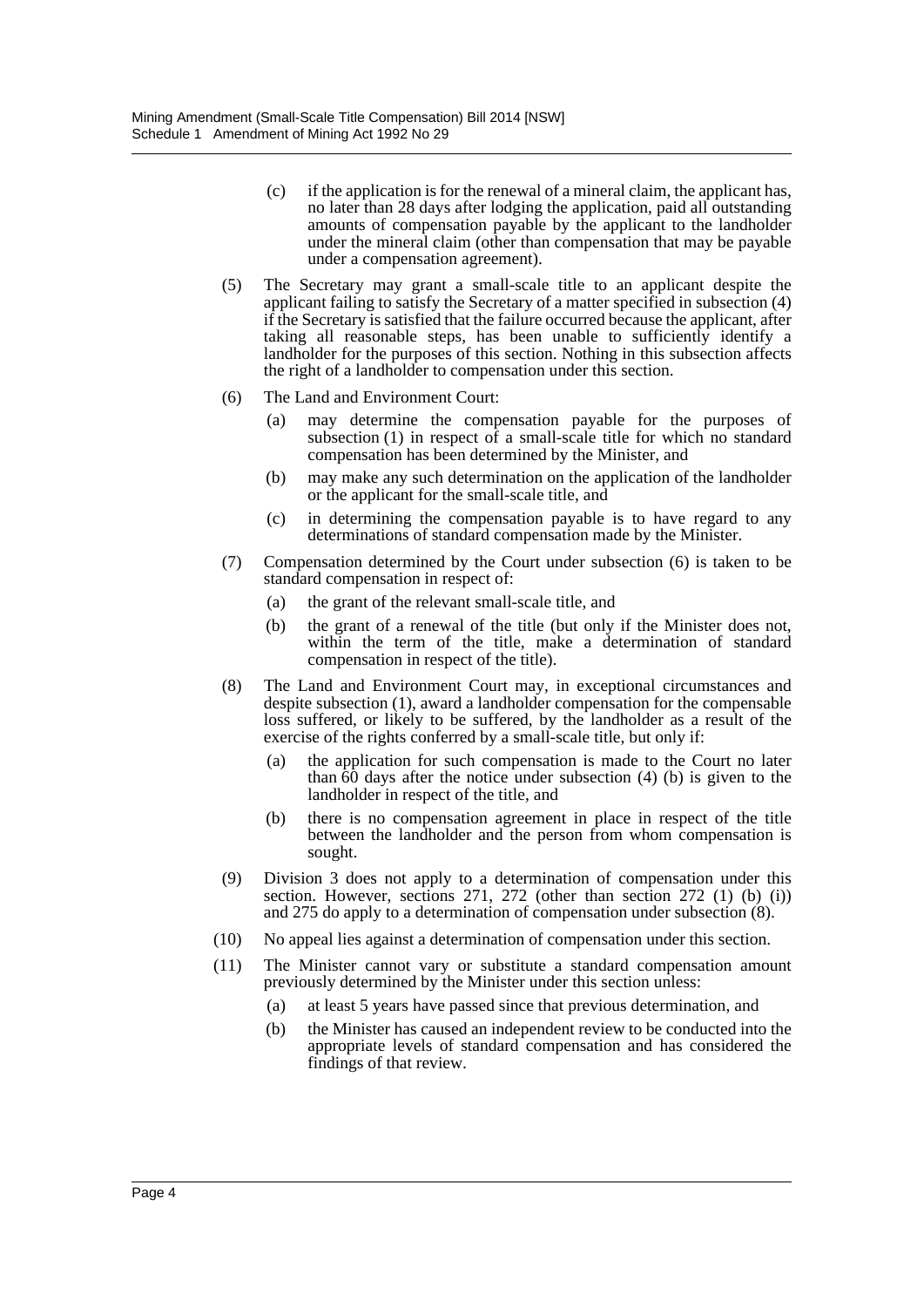(c) if the application is for the renewal of a mineral claim, the applicant has, no later than 28 days after lodging the application, paid all outstanding amounts of compensation payable by the applicant to the landholder under the mineral claim (other than compensation that may be payable under a compensation agreement).

(5) The Secretary may grant a small-scale title to an applicant despite the applicant failing to satisfy the Secretary of a matter specified in subsection (4) if the Secretary is satisfied that the failure occurred because the applicant, after taking all reasonable steps, has been unable to sufficiently identify a landholder for the purposes of this section. Nothing in this subsection affects the right of a landholder to compensation under this section.

(6) The Land and Environment Court:

(a) may determine the compensation payable for the purposes of subsection (1) in respect of a small-scale title for which no standard compensation has been determined by the Minister, and

(b) may make any such determination on the application of the landholder or the applicant for the small-scale title, and

(c) in determining the compensation payable is to have regard to any determinations of standard compensation made by the Minister.

(7) Compensation determined by the Court under subsection (6) is taken to be standard compensation in respect of:

(a) the grant of the relevant small-scale title, and

(b) the grant of a renewal of the title (but only if the Minister does not, within the term of the title, make a determination of standard compensation in respect of the title).

(8) The Land and Environment Court may, in exceptional circumstances and despite subsection (1), award a landholder compensation for the compensable loss suffered, or likely to be suffered, by the landholder as a result of the exercise of the rights conferred by a small-scale title, but only if:

(a) the application for such compensation is made to the Court no later than 60 days after the notice under subsection (4) (b) is given to the landholder in respect of the title, and

(b) there is no compensation agreement in place in respect of the title between the landholder and the person from whom compensation is sought.

(9) Division 3 does not apply to a determination of compensation under this section. However, sections 271, 272 (other than section 272 (1) (b) (i)) and 275 do apply to a determination of compensation under subsection (8).

(10) No appeal lies against a determination of compensation under this section.

(11) The Minister cannot vary or substitute a standard compensation amount previously determined by the Minister under this section unless:

(a) at least 5 years have passed since that previous determination, and

(b) the Minister has caused an independent review to be conducted into the appropriate levels of standard compensation and has considered the findings of that review.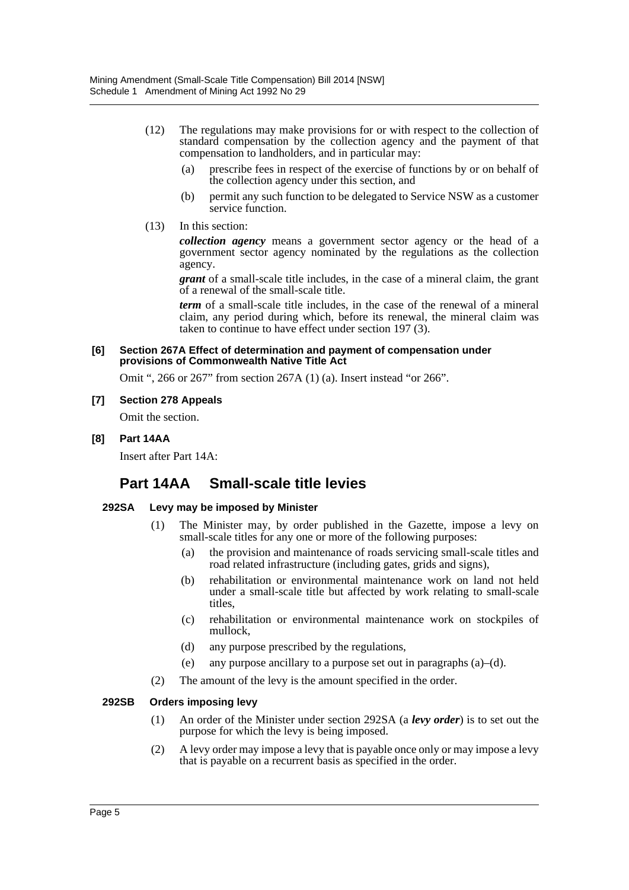(12) The regulations may make provisions for or with respect to the collection of standard compensation by the collection agency and the payment of that compensation to landholders, and in particular may:

(a) prescribe fees in respect of the exercise of functions by or on behalf of the collection agency under this section, and

(b) permit any such function to be delegated to Service NSW as a customer service function.

(13) In this section:

***collection agency*** means a government sector agency or the head of a government sector agency nominated by the regulations as the collection agency.

***grant*** of a small-scale title includes, in the case of a mineral claim, the grant of a renewal of the small-scale title.

***term*** of a small-scale title includes, in the case of the renewal of a mineral claim, any period during which, before its renewal, the mineral claim was taken to continue to have effect under section 197 (3).

**[6] Section 267A Effect of determination and payment of compensation under provisions of Commonwealth Native Title Act**

Omit ", 266 or 267" from section 267A (1) (a). Insert instead "or 266".

**[7] Section 278 Appeals**

Omit the section.

**[8] Part 14AA**

Insert after Part 14A:

## Part 14AA Small-scale title levies

**292SA Levy may be imposed by Minister**

(1) The Minister may, by order published in the Gazette, impose a levy on small-scale titles for any one or more of the following purposes:

(a) the provision and maintenance of roads servicing small-scale titles and road related infrastructure (including gates, grids and signs),

(b) rehabilitation or environmental maintenance work on land not held under a small-scale title but affected by work relating to small-scale titles,

(c) rehabilitation or environmental maintenance work on stockpiles of mullock,

(d) any purpose prescribed by the regulations,

(e) any purpose ancillary to a purpose set out in paragraphs (a)–(d).

(2) The amount of the levy is the amount specified in the order.

**292SB Orders imposing levy**

(1) An order of the Minister under section 292SA (a ***levy order***) is to set out the purpose for which the levy is being imposed.

(2) A levy order may impose a levy that is payable once only or may impose a levy that is payable on a recurrent basis as specified in the order.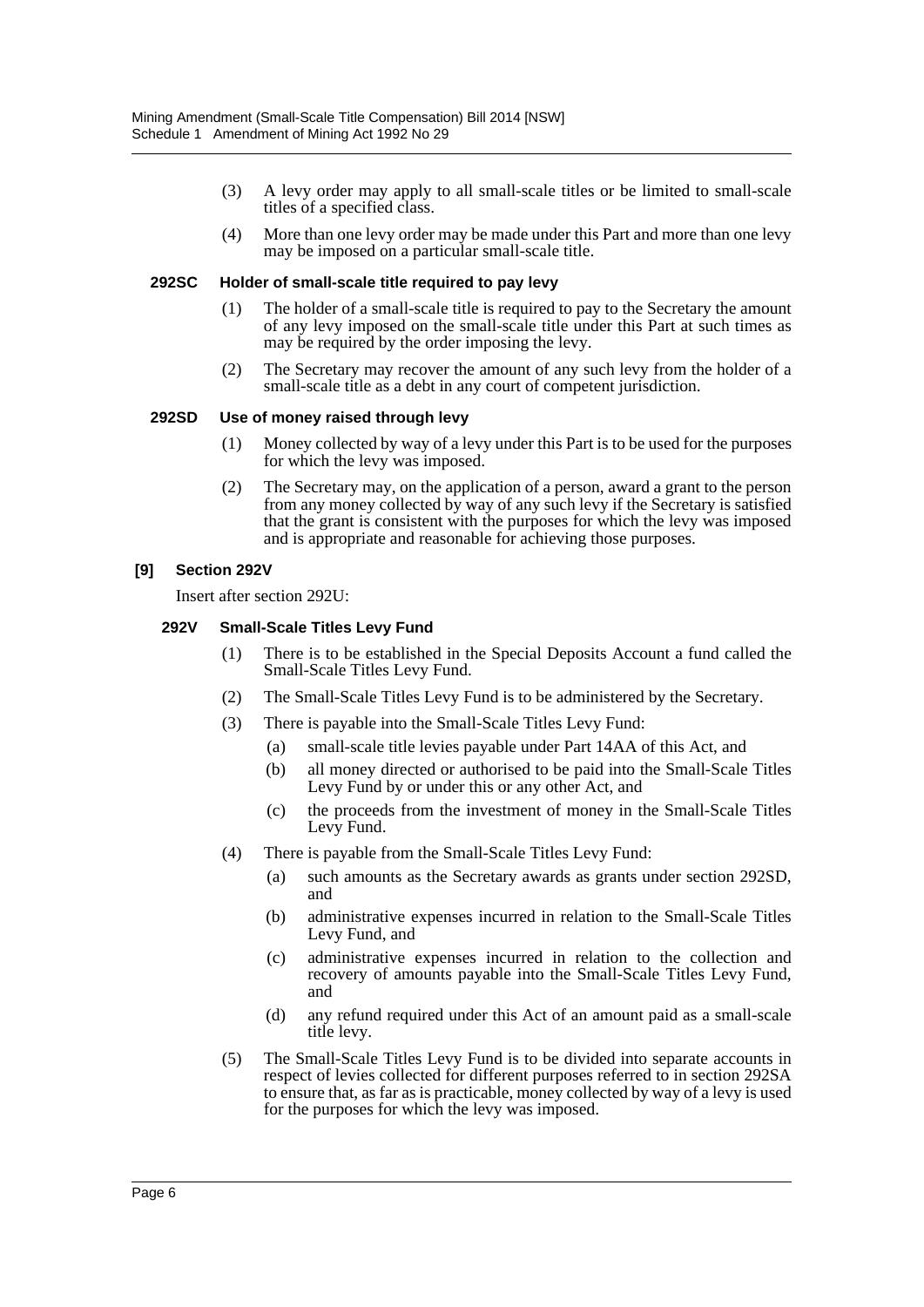(3) A levy order may apply to all small-scale titles or be limited to small-scale titles of a specified class.

(4) More than one levy order may be made under this Part and more than one levy may be imposed on a particular small-scale title.

#### 292SC Holder of small-scale title required to pay levy

(1) The holder of a small-scale title is required to pay to the Secretary the amount of any levy imposed on the small-scale title under this Part at such times as may be required by the order imposing the levy.

(2) The Secretary may recover the amount of any such levy from the holder of a small-scale title as a debt in any court of competent jurisdiction.

#### 292SD Use of money raised through levy

(1) Money collected by way of a levy under this Part is to be used for the purposes for which the levy was imposed.

(2) The Secretary may, on the application of a person, award a grant to the person from any money collected by way of any such levy if the Secretary is satisfied that the grant is consistent with the purposes for which the levy was imposed and is appropriate and reasonable for achieving those purposes.

### [9] Section 292V

Insert after section 292U:

#### 292V Small-Scale Titles Levy Fund

(1) There is to be established in the Special Deposits Account a fund called the Small-Scale Titles Levy Fund.

(2) The Small-Scale Titles Levy Fund is to be administered by the Secretary.

(3) There is payable into the Small-Scale Titles Levy Fund:

- (a) small-scale title levies payable under Part 14AA of this Act, and
- (b) all money directed or authorised to be paid into the Small-Scale Titles Levy Fund by or under this or any other Act, and
- (c) the proceeds from the investment of money in the Small-Scale Titles Levy Fund.

(4) There is payable from the Small-Scale Titles Levy Fund:

- (a) such amounts as the Secretary awards as grants under section 292SD, and
- (b) administrative expenses incurred in relation to the Small-Scale Titles Levy Fund, and
- (c) administrative expenses incurred in relation to the collection and recovery of amounts payable into the Small-Scale Titles Levy Fund, and
- (d) any refund required under this Act of an amount paid as a small-scale title levy.

(5) The Small-Scale Titles Levy Fund is to be divided into separate accounts in respect of levies collected for different purposes referred to in section 292SA to ensure that, as far as is practicable, money collected by way of a levy is used for the purposes for which the levy was imposed.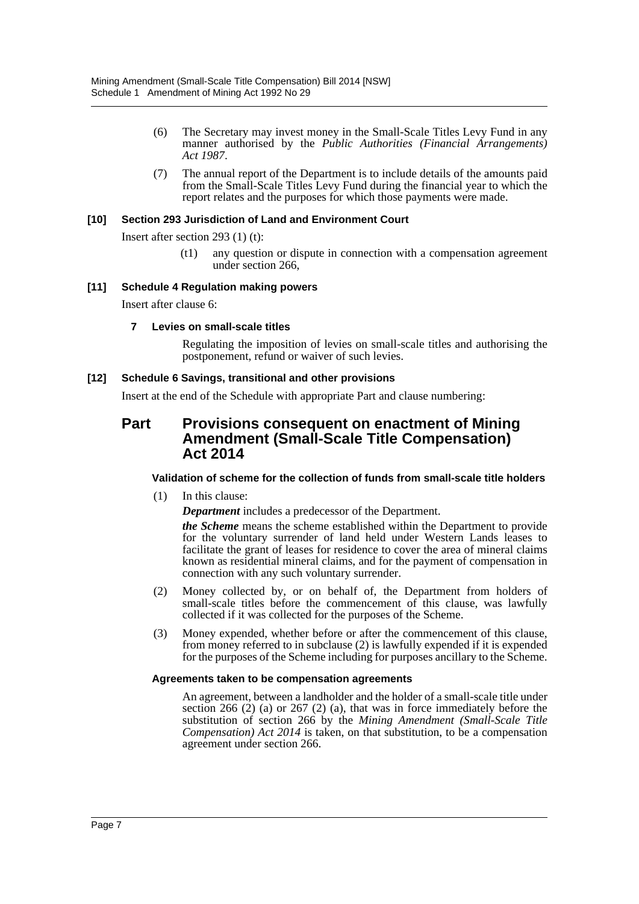(6) The Secretary may invest money in the Small-Scale Titles Levy Fund in any manner authorised by the *Public Authorities (Financial Arrangements) Act 1987*.

(7) The annual report of the Department is to include details of the amounts paid from the Small-Scale Titles Levy Fund during the financial year to which the report relates and the purposes for which those payments were made.

#### [10] Section 293 Jurisdiction of Land and Environment Court

Insert after section 293 (1) (t):

(t1) any question or dispute in connection with a compensation agreement under section 266,

#### [11] Schedule 4 Regulation making powers

Insert after clause 6:

**7 Levies on small-scale titles**

Regulating the imposition of levies on small-scale titles and authorising the postponement, refund or waiver of such levies.

#### [12] Schedule 6 Savings, transitional and other provisions

Insert at the end of the Schedule with appropriate Part and clause numbering:

## Part Provisions consequent on enactment of Mining Amendment (Small-Scale Title Compensation) Act 2014

**Validation of scheme for the collection of funds from small-scale title holders**

(1) In this clause:

***Department*** includes a predecessor of the Department.

***the Scheme*** means the scheme established within the Department to provide for the voluntary surrender of land held under Western Lands leases to facilitate the grant of leases for residence to cover the area of mineral claims known as residential mineral claims, and for the payment of compensation in connection with any such voluntary surrender.

(2) Money collected by, or on behalf of, the Department from holders of small-scale titles before the commencement of this clause, was lawfully collected if it was collected for the purposes of the Scheme.

(3) Money expended, whether before or after the commencement of this clause, from money referred to in subclause (2) is lawfully expended if it is expended for the purposes of the Scheme including for purposes ancillary to the Scheme.

**Agreements taken to be compensation agreements**

An agreement, between a landholder and the holder of a small-scale title under section 266 (2) (a) or 267 (2) (a), that was in force immediately before the substitution of section 266 by the *Mining Amendment (Small-Scale Title Compensation) Act 2014* is taken, on that substitution, to be a compensation agreement under section 266.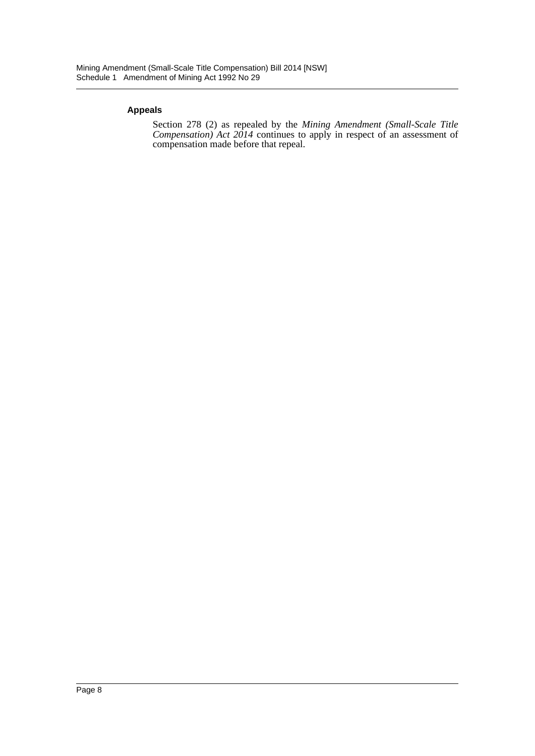**Appeals**

Section 278 (2) as repealed by the *Mining Amendment (Small-Scale Title Compensation) Act 2014* continues to apply in respect of an assessment of compensation made before that repeal.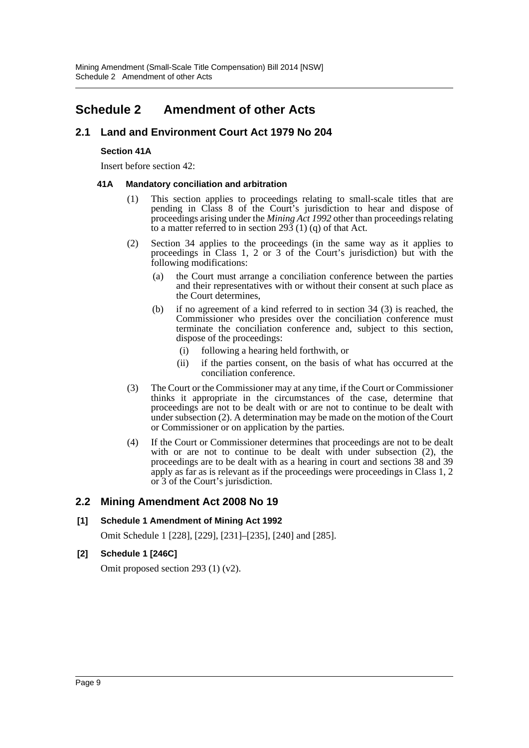# Schedule 2 Amendment of other Acts

## 2.1 Land and Environment Court Act 1979 No 204

**Section 41A**

Insert before section 42:

**41A Mandatory conciliation and arbitration**

(1) This section applies to proceedings relating to small-scale titles that are pending in Class 8 of the Court's jurisdiction to hear and dispose of proceedings arising under the *Mining Act 1992* other than proceedings relating to a matter referred to in section 293 (1) (q) of that Act.

(2) Section 34 applies to the proceedings (in the same way as it applies to proceedings in Class 1, 2 or 3 of the Court's jurisdiction) but with the following modifications:

- (a) the Court must arrange a conciliation conference between the parties and their representatives with or without their consent at such place as the Court determines,
- (b) if no agreement of a kind referred to in section 34 (3) is reached, the Commissioner who presides over the conciliation conference must terminate the conciliation conference and, subject to this section, dispose of the proceedings:
  - (i) following a hearing held forthwith, or
  - (ii) if the parties consent, on the basis of what has occurred at the conciliation conference.

(3) The Court or the Commissioner may at any time, if the Court or Commissioner thinks it appropriate in the circumstances of the case, determine that proceedings are not to be dealt with or are not to continue to be dealt with under subsection (2). A determination may be made on the motion of the Court or Commissioner or on application by the parties.

(4) If the Court or Commissioner determines that proceedings are not to be dealt with or are not to continue to be dealt with under subsection (2), the proceedings are to be dealt with as a hearing in court and sections 38 and 39 apply as far as is relevant as if the proceedings were proceedings in Class 1, 2 or 3 of the Court's jurisdiction.

## 2.2 Mining Amendment Act 2008 No 19

**[1] Schedule 1 Amendment of Mining Act 1992**

Omit Schedule 1 [228], [229], [231]–[235], [240] and [285].

**[2] Schedule 1 [246C]**

Omit proposed section 293 (1) (v2).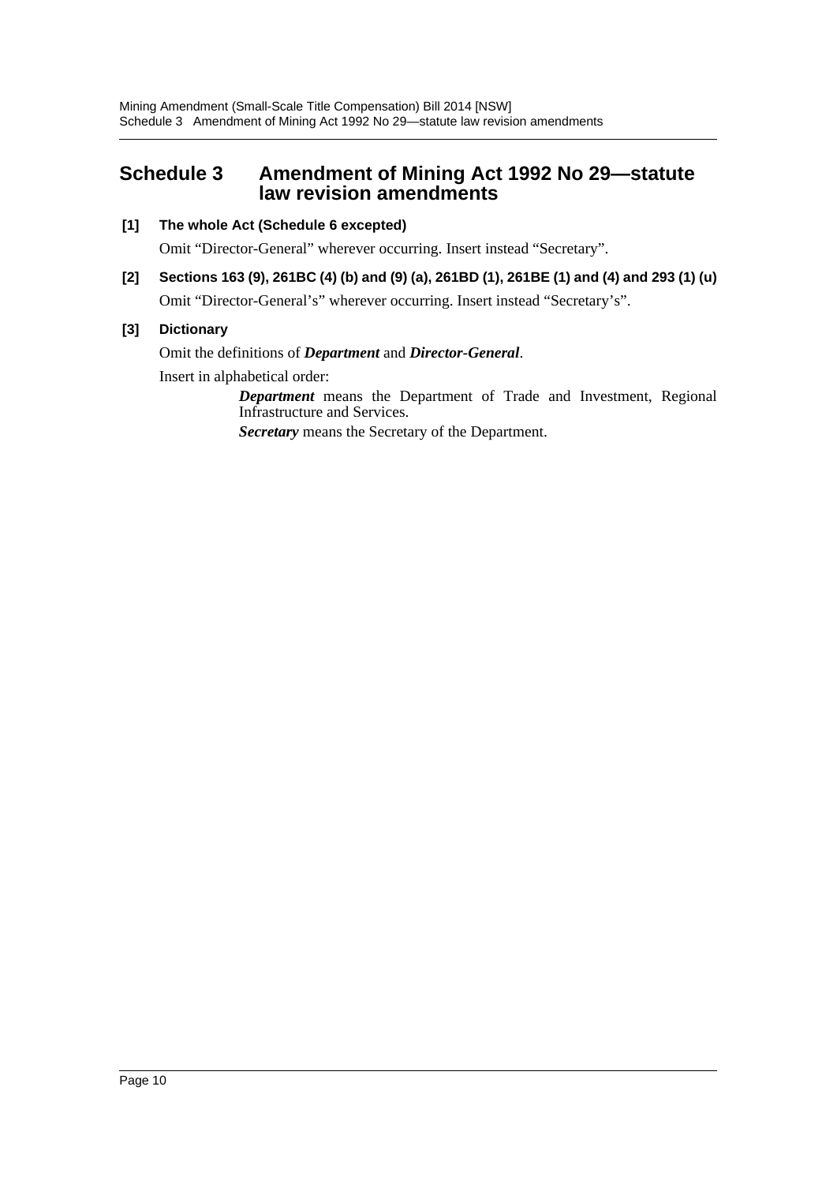# Schedule 3 Amendment of Mining Act 1992 No 29—statute law revision amendments

**[1] The whole Act (Schedule 6 excepted)**

Omit "Director-General" wherever occurring. Insert instead "Secretary".

**[2] Sections 163 (9), 261BC (4) (b) and (9) (a), 261BD (1), 261BE (1) and (4) and 293 (1) (u)**

Omit "Director-General's" wherever occurring. Insert instead "Secretary's".

**[3] Dictionary**

Omit the definitions of ***Department*** and ***Director-General***.

Insert in alphabetical order:

> ***Department*** means the Department of Trade and Investment, Regional Infrastructure and Services.
>
> ***Secretary*** means the Secretary of the Department.